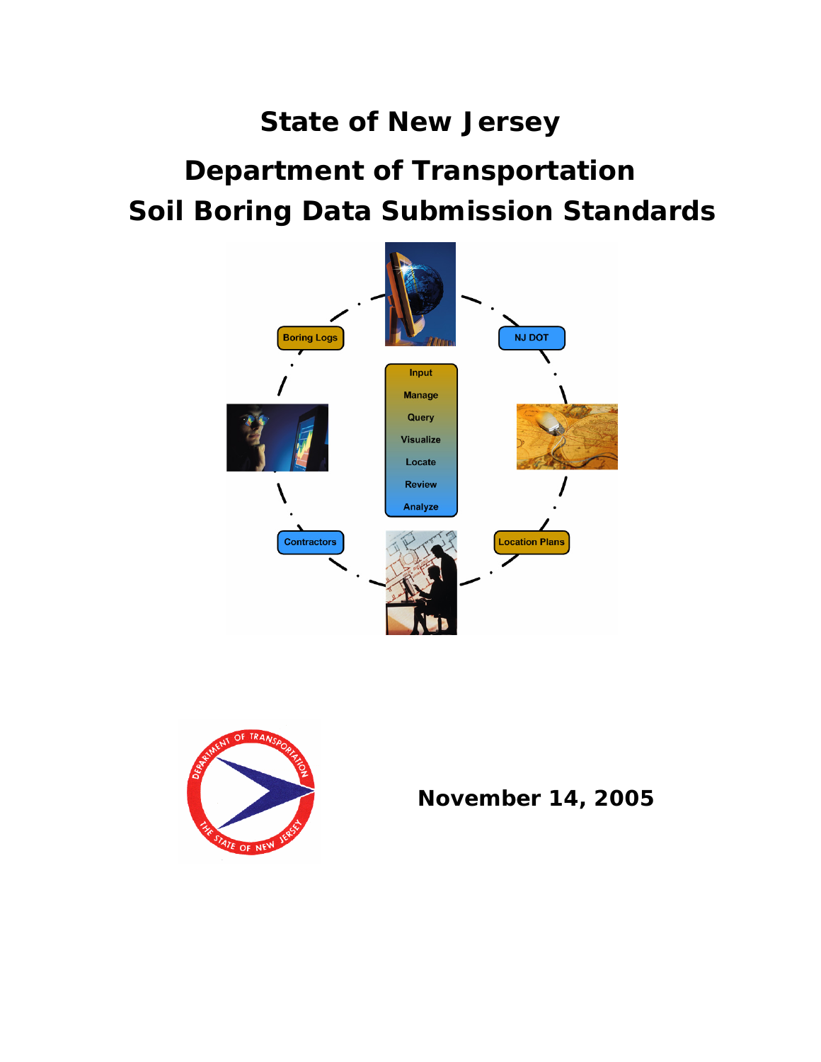# State of New Jersey

# Department of Transportation
# Soil Boring Data Submission Standards

Boring Logs

NJ DOT

Input

Manage

Query

Visualize

Locate

Review

Analyze

Contractors

Location Plans

**November 14, 2005**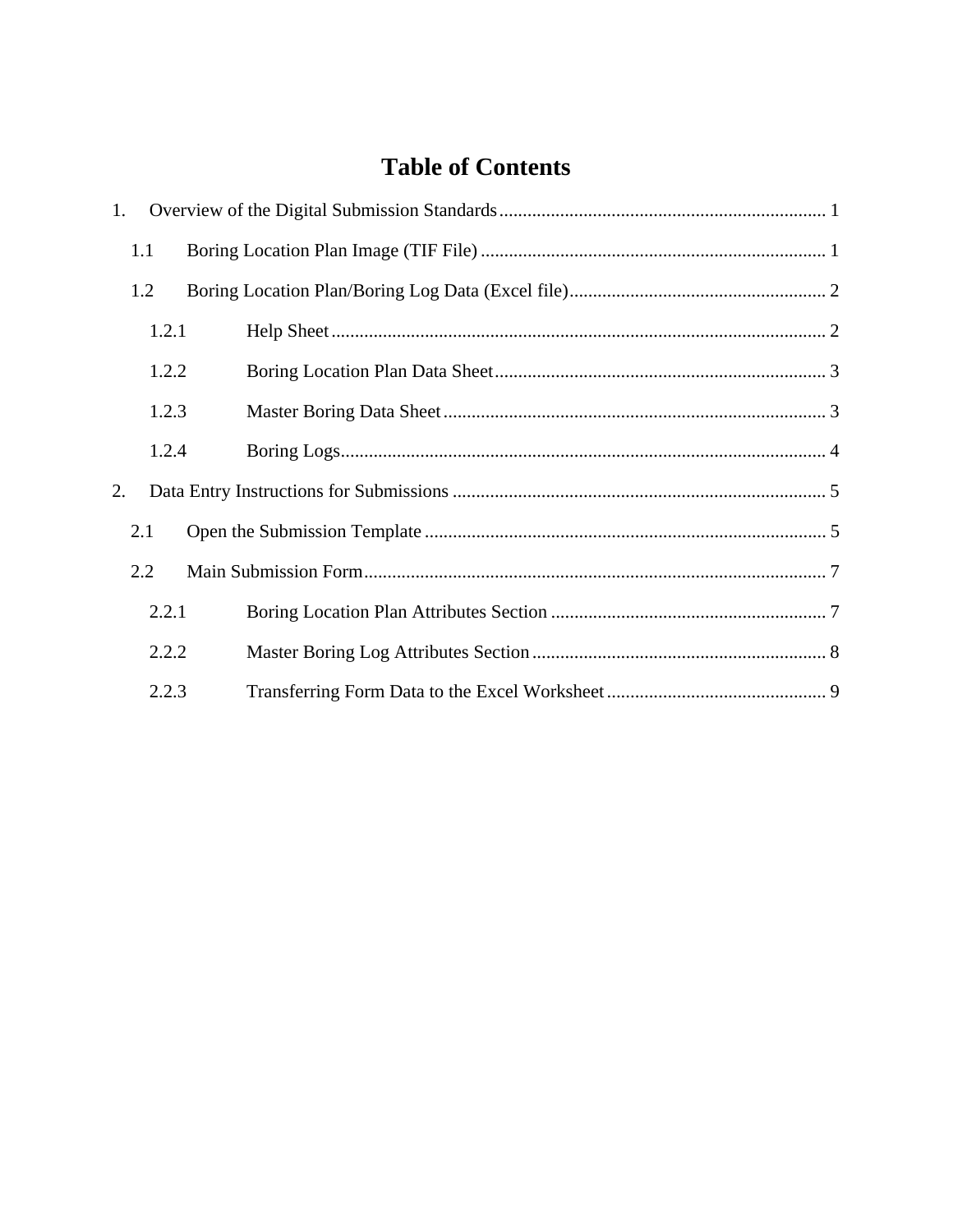# Table of Contents

1. Overview of the Digital Submission Standards ..... 1
   - 1.1 Boring Location Plan Image (TIF File) ..... 1
   - 1.2 Boring Location Plan/Boring Log Data (Excel file) ..... 2
     - 1.2.1 Help Sheet ..... 2
     - 1.2.2 Boring Location Plan Data Sheet ..... 3
     - 1.2.3 Master Boring Data Sheet ..... 3
     - 1.2.4 Boring Logs ..... 4
2. Data Entry Instructions for Submissions ..... 5
   - 2.1 Open the Submission Template ..... 5
   - 2.2 Main Submission Form ..... 7
     - 2.2.1 Boring Location Plan Attributes Section ..... 7
     - 2.2.2 Master Boring Log Attributes Section ..... 8
     - 2.2.3 Transferring Form Data to the Excel Worksheet ..... 9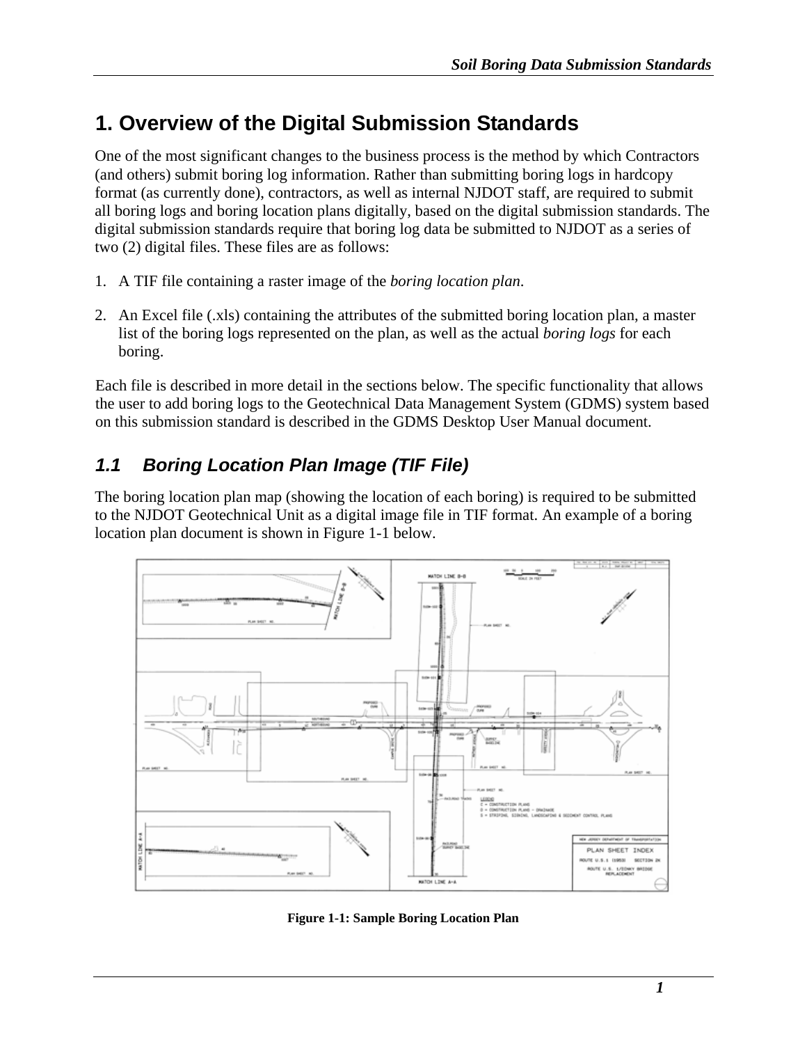# 1. Overview of the Digital Submission Standards

One of the most significant changes to the business process is the method by which Contractors (and others) submit boring log information. Rather than submitting boring logs in hardcopy format (as currently done), contractors, as well as internal NJDOT staff, are required to submit all boring logs and boring location plans digitally, based on the digital submission standards. The digital submission standards require that boring log data be submitted to NJDOT as a series of two (2) digital files. These files are as follows:

1. A TIF file containing a raster image of the *boring location plan*.
2. An Excel file (.xls) containing the attributes of the submitted boring location plan, a master list of the boring logs represented on the plan, as well as the actual *boring logs* for each boring.

Each file is described in more detail in the sections below. The specific functionality that allows the user to add boring logs to the Geotechnical Data Management System (GDMS) system based on this submission standard is described in the GDMS Desktop User Manual document.

## 1.1 Boring Location Plan Image (TIF File)

The boring location plan map (showing the location of each boring) is required to be submitted to the NJDOT Geotechnical Unit as a digital image file in TIF format. An example of a boring location plan document is shown in Figure 1-1 below.

**Figure 1-1: Sample Boring Location Plan**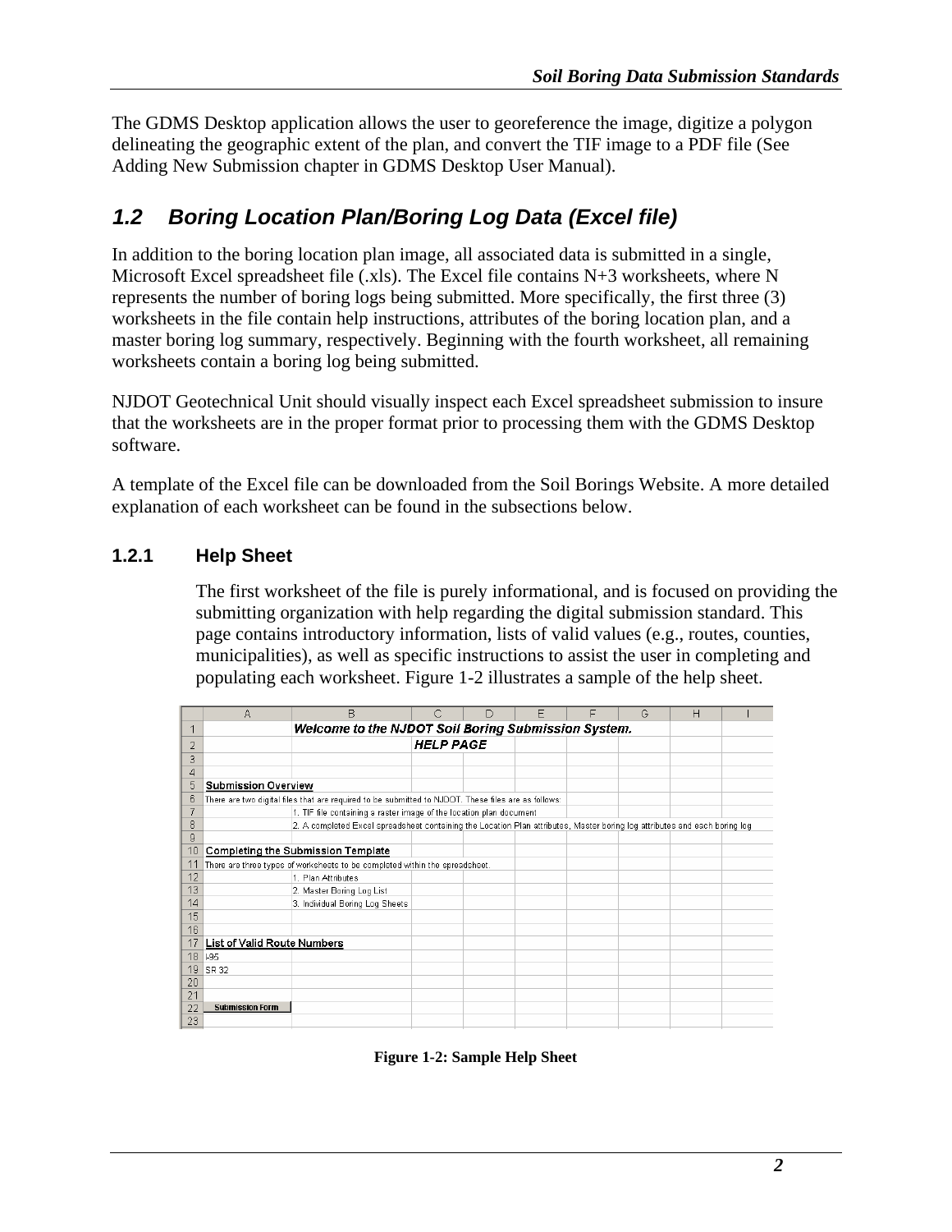The GDMS Desktop application allows the user to georeference the image, digitize a polygon delineating the geographic extent of the plan, and convert the TIF image to a PDF file (See Adding New Submission chapter in GDMS Desktop User Manual).

## 1.2 Boring Location Plan/Boring Log Data (Excel file)

In addition to the boring location plan image, all associated data is submitted in a single, Microsoft Excel spreadsheet file (.xls). The Excel file contains N+3 worksheets, where N represents the number of boring logs being submitted. More specifically, the first three (3) worksheets in the file contain help instructions, attributes of the boring location plan, and a master boring log summary, respectively. Beginning with the fourth worksheet, all remaining worksheets contain a boring log being submitted.

NJDOT Geotechnical Unit should visually inspect each Excel spreadsheet submission to insure that the worksheets are in the proper format prior to processing them with the GDMS Desktop software.

A template of the Excel file can be downloaded from the Soil Borings Website. A more detailed explanation of each worksheet can be found in the subsections below.

### 1.2.1 Help Sheet

The first worksheet of the file is purely informational, and is focused on providing the submitting organization with help regarding the digital submission standard. This page contains introductory information, lists of valid values (e.g., routes, counties, municipalities), as well as specific instructions to assist the user in completing and populating each worksheet. Figure 1-2 illustrates a sample of the help sheet.

| | A | B | C | D | E | F | G | H | I |
|---|---|---|---|---|---|---|---|---|---|
| 1 | | ***Welcome to the NJDOT Soil Boring Submission System.*** | | | | | | | |
| 2 | | | ***HELP PAGE*** | | | | | | |
| 3 | | | | | | | | | |
| 4 | | | | | | | | | |
| 5 | **Submission Overview** | | | | | | | | |
| 6 | There are two digital files that are required to be submitted to NJDOT. These files are as follows: | | | | | | | | |
| 7 | | 1. TIF file containing a raster image of the location plan document | | | | | | | |
| 8 | | 2. A completed Excel spreadsheet containing the Location Plan attributes, Master boring log attributes and each boring log | | | | | | | |
| 9 | | | | | | | | | |
| 10 | **Completing the Submission Template** | | | | | | | | |
| 11 | There are three types of worksheets to be completed within the spreadsheet. | | | | | | | | |
| 12 | | 1. Plan Attributes | | | | | | | |
| 13 | | 2. Master Boring Log List | | | | | | | |
| 14 | | 3. Individual Boring Log Sheets | | | | | | | |
| 15 | | | | | | | | | |
| 16 | | | | | | | | | |
| 17 | **List of Valid Route Numbers** | | | | | | | | |
| 18 | I-95 | | | | | | | | |
| 19 | SR 32 | | | | | | | | |
| 20 | | | | | | | | | |
| 21 | | | | | | | | | |
| 22 | Submission Form | | | | | | | | |
| 23 | | | | | | | | | |

**Figure 1-2: Sample Help Sheet**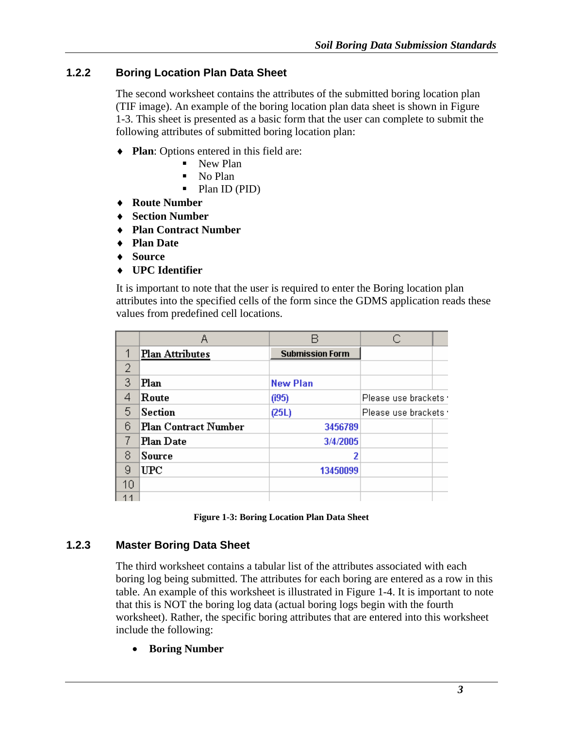### 1.2.2 Boring Location Plan Data Sheet

The second worksheet contains the attributes of the submitted boring location plan (TIF image). An example of the boring location plan data sheet is shown in Figure 1-3. This sheet is presented as a basic form that the user can complete to submit the following attributes of submitted boring location plan:

- **Plan**: Options entered in this field are:
  - New Plan
  - No Plan
  - Plan ID (PID)
- **Route Number**
- **Section Number**
- **Plan Contract Number**
- **Plan Date**
- **Source**
- **UPC Identifier**

It is important to note that the user is required to enter the Boring location plan attributes into the specified cells of the form since the GDMS application reads these values from predefined cell locations.

| | A | B | C |
|---|---|---|---|
| 1 | Plan Attributes | Submission Form | |
| 2 | | | |
| 3 | Plan | New Plan | |
| 4 | Route | (i95) | Please use brackets |
| 5 | Section | (25L) | Please use brackets |
| 6 | Plan Contract Number | 3456789 | |
| 7 | Plan Date | 3/4/2005 | |
| 8 | Source | 2 | |
| 9 | UPC | 13450099 | |
| 10 | | | |
| 11 | | | |

**Figure 1-3: Boring Location Plan Data Sheet**

### 1.2.3 Master Boring Data Sheet

The third worksheet contains a tabular list of the attributes associated with each boring log being submitted. The attributes for each boring are entered as a row in this table. An example of this worksheet is illustrated in Figure 1-4. It is important to note that this is NOT the boring log data (actual boring logs begin with the fourth worksheet). Rather, the specific boring attributes that are entered into this worksheet include the following:

- **Boring Number**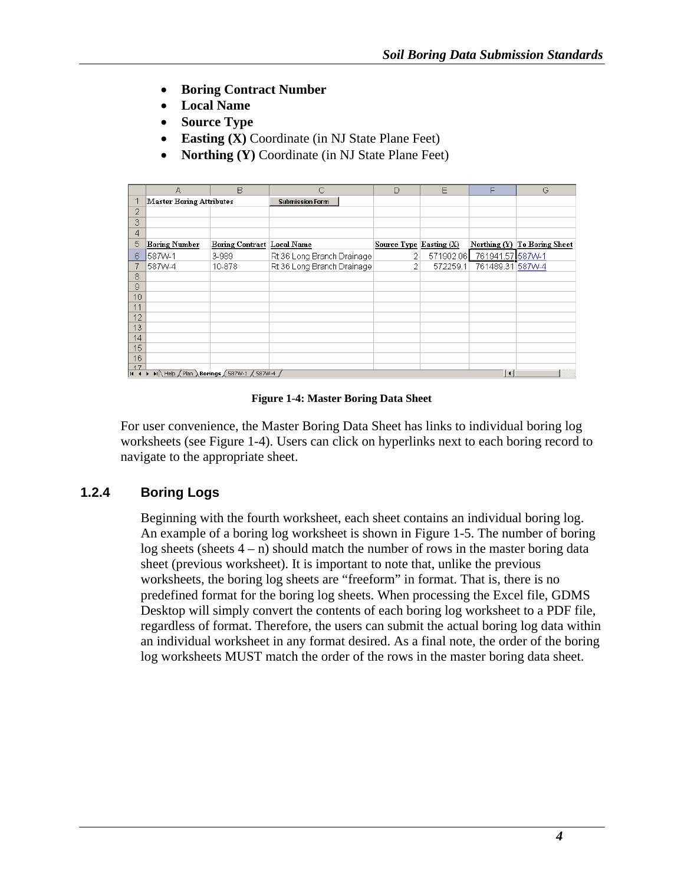- **Boring Contract Number**
- **Local Name**
- **Source Type**
- **Easting (X)** Coordinate (in NJ State Plane Feet)
- **Northing (Y)** Coordinate (in NJ State Plane Feet)

| | A | B | C | D | E | F | G |
|---|---|---|---|---|---|---|---|
| 1 | Master Boring Attributes | | Submission Form | | | | |
| 2 | | | | | | | |
| 3 | | | | | | | |
| 4 | | | | | | | |
| 5 | Boring Number | Boring Contract | Local Name | Source Type | Easting (X) | Northing (Y) | To Boring Sheet |
| 6 | 587W-1 | 3-989 | Rt 36 Long Branch Drainage | 2 | 571902.06 | 761941.57 | 587W-1 |
| 7 | 587W-4 | 10-878 | Rt 36 Long Branch Drainage | 2 | 572259.1 | 761489.31 | 587W-4 |
| 8 | | | | | | | |
| 9 | | | | | | | |
| 10 | | | | | | | |
| 11 | | | | | | | |
| 12 | | | | | | | |
| 13 | | | | | | | |
| 14 | | | | | | | |
| 15 | | | | | | | |
| 16 | | | | | | | |

Help / Plan / Borings / 587W-1 / 587W-4

**Figure 1-4: Master Boring Data Sheet**

For user convenience, the Master Boring Data Sheet has links to individual boring log worksheets (see Figure 1-4). Users can click on hyperlinks next to each boring record to navigate to the appropriate sheet.

### 1.2.4 Boring Logs

Beginning with the fourth worksheet, each sheet contains an individual boring log. An example of a boring log worksheet is shown in Figure 1-5. The number of boring log sheets (sheets 4 – n) should match the number of rows in the master boring data sheet (previous worksheet). It is important to note that, unlike the previous worksheets, the boring log sheets are "freeform" in format. That is, there is no predefined format for the boring log sheets. When processing the Excel file, GDMS Desktop will simply convert the contents of each boring log worksheet to a PDF file, regardless of format. Therefore, the users can submit the actual boring log data within an individual worksheet in any format desired. As a final note, the order of the boring log worksheets MUST match the order of the rows in the master boring data sheet.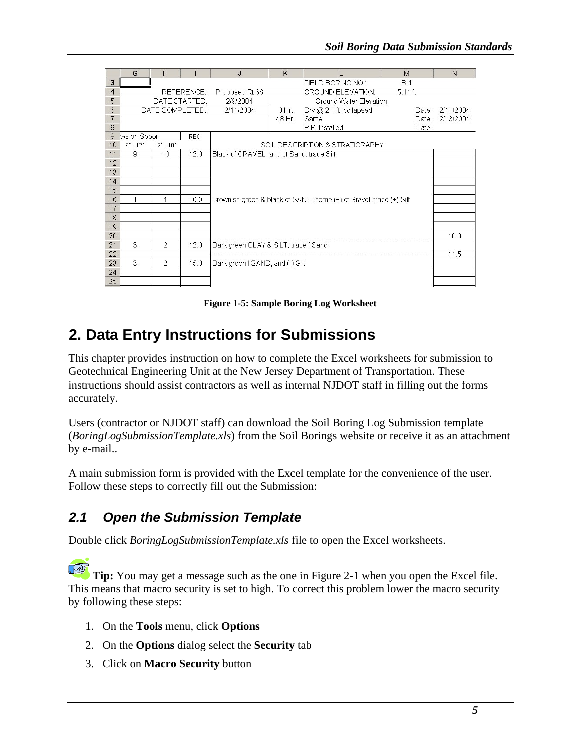|   | G | H | I | J | K | L | M | N |
|---|---|---|---|---|---|---|---|---|
| 3 |  |  |  |  |  | FIELD BORING NO.: | B-1 |  |
| 4 |  | REFERENCE: |  | Proposed Rt 36 |  | GROUND ELEVATION: | 5.41 ft |  |
| 5 |  | DATE STARTED: |  | 2/9/2004 |  | Ground Water Elevation |  |  |
| 6 |  | DATE COMPLETED: |  | 2/11/2004 | 0 Hr. | Dry @ 2.1 ft, collapsed | Date: | 2/11/2004 |
| 7 |  |  |  |  | 48 Hr. | Same | Date: | 2/13/2004 |
| 8 |  |  |  |  |  | P.P. Installed | Date: |  |
| 9 | ws on Spoon |  | REC. |  |  |  |  |  |
| 10 | 6" - 12" | 12" - 18" |  | SOIL DESCRIPTION & STRATIGRAPHY |  |  |  |  |
| 11 | 9 | 10 | 12.0 | Black cf GRAVEL, and cf Sand, trace Silt |  |  |  |  |
| 12 |  |  |  |  |  |  |  |  |
| 13 |  |  |  |  |  |  |  |  |
| 14 |  |  |  |  |  |  |  |  |
| 15 |  |  |  |  |  |  |  |  |
| 16 | 1 | 1 | 10.0 | Brownish green & black cf SAND, some (+) cf Gravel, trace (+) Silt |  |  |  |  |
| 17 |  |  |  |  |  |  |  |  |
| 18 |  |  |  |  |  |  |  |  |
| 19 |  |  |  |  |  |  |  |  |
| 20 |  |  |  |  |  |  |  | 10.0 |
| 21 | 3 | 2 | 12.0 | Dark green CLAY & SILT, trace f Sand |  |  |  |  |
| 22 |  |  |  |  |  |  |  | 11.5 |
| 23 | 3 | 2 | 15.0 | Dark green f SAND, and (-) Silt |  |  |  |  |
| 24 |  |  |  |  |  |  |  |  |
| 25 |  |  |  |  |  |  |  |  |

**Figure 1-5: Sample Boring Log Worksheet**

# 2. Data Entry Instructions for Submissions

This chapter provides instruction on how to complete the Excel worksheets for submission to Geotechnical Engineering Unit at the New Jersey Department of Transportation. These instructions should assist contractors as well as internal NJDOT staff in filling out the forms accurately.

Users (contractor or NJDOT staff) can download the Soil Boring Log Submission template (*BoringLogSubmissionTemplate.xls*) from the Soil Borings website or receive it as an attachment by e-mail..

A main submission form is provided with the Excel template for the convenience of the user. Follow these steps to correctly fill out the Submission:

## *2.1 Open the Submission Template*

Double click *BoringLogSubmissionTemplate.xls* file to open the Excel worksheets.

**Tip:** You may get a message such as the one in Figure 2-1 when you open the Excel file. This means that macro security is set to high. To correct this problem lower the macro security by following these steps:

1. On the **Tools** menu, click **Options**
2. On the **Options** dialog select the **Security** tab
3. Click on **Macro Security** button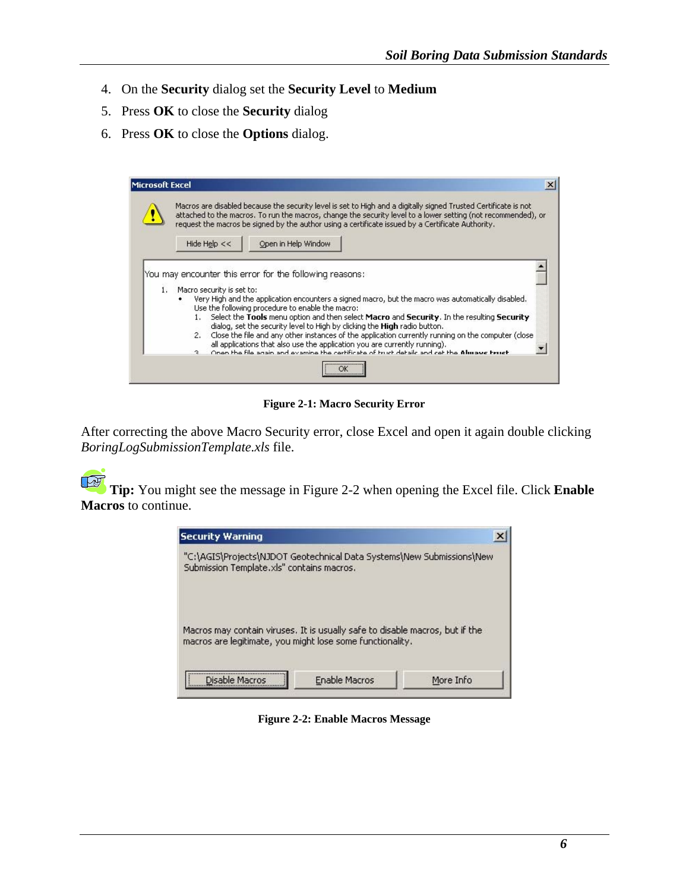4. On the **Security** dialog set the **Security Level** to **Medium**
5. Press **OK** to close the **Security** dialog
6. Press **OK** to close the **Options** dialog.

**Figure 2-1: Macro Security Error**

After correcting the above Macro Security error, close Excel and open it again double clicking *BoringLogSubmissionTemplate.xls* file.

**Tip:** You might see the message in Figure 2-2 when opening the Excel file. Click **Enable Macros** to continue.

**Figure 2-2: Enable Macros Message**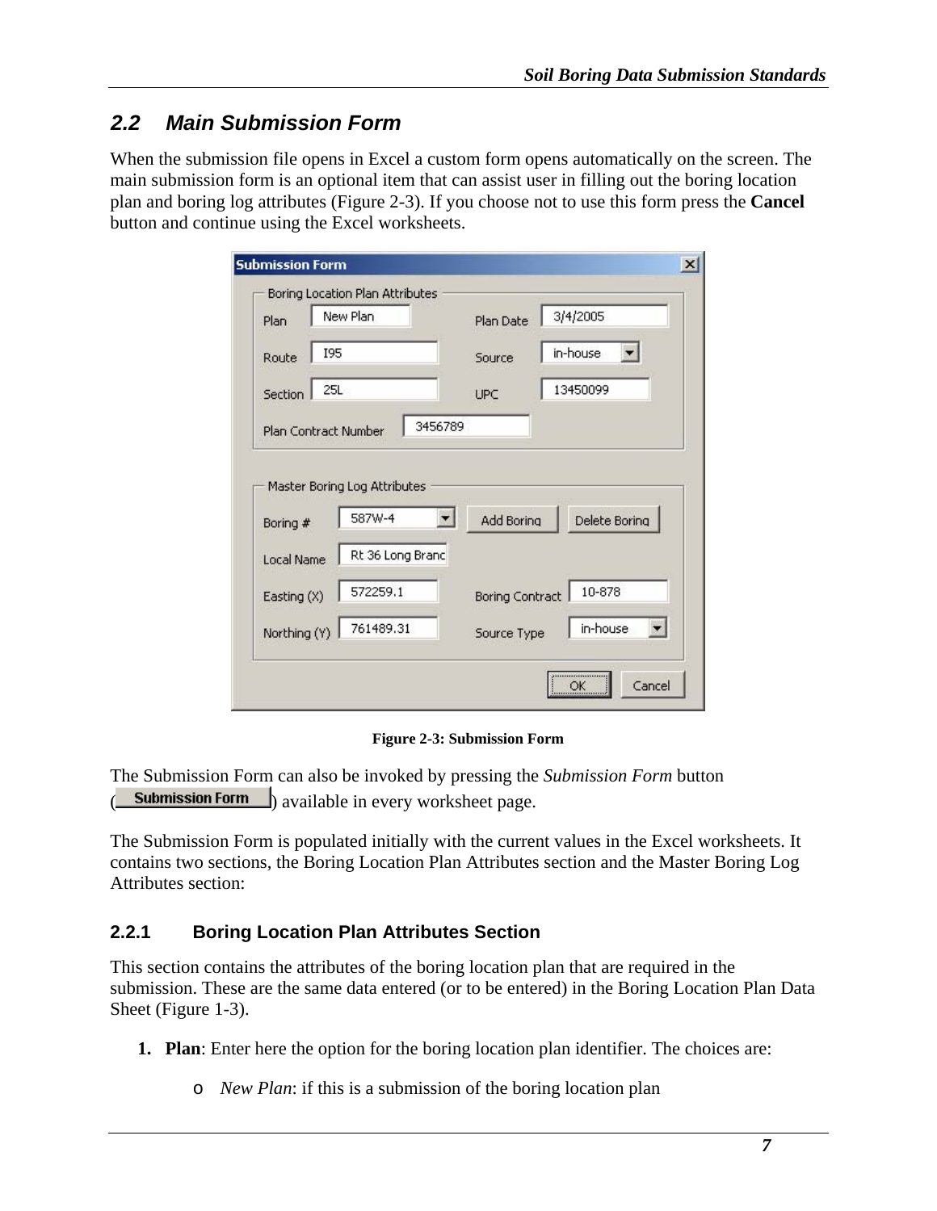## 2.2 Main Submission Form

When the submission file opens in Excel a custom form opens automatically on the screen. The main submission form is an optional item that can assist user in filling out the boring location plan and boring log attributes (Figure 2-3). If you choose not to use this form press the **Cancel** button and continue using the Excel worksheets.

**Figure 2-3: Submission Form**

The Submission Form can also be invoked by pressing the *Submission Form* button (Submission Form) available in every worksheet page.

The Submission Form is populated initially with the current values in the Excel worksheets. It contains two sections, the Boring Location Plan Attributes section and the Master Boring Log Attributes section:

### 2.2.1 Boring Location Plan Attributes Section

This section contains the attributes of the boring location plan that are required in the submission. These are the same data entered (or to be entered) in the Boring Location Plan Data Sheet (Figure 1-3).

1. **Plan**: Enter here the option for the boring location plan identifier. The choices are:
   - *New Plan*: if this is a submission of the boring location plan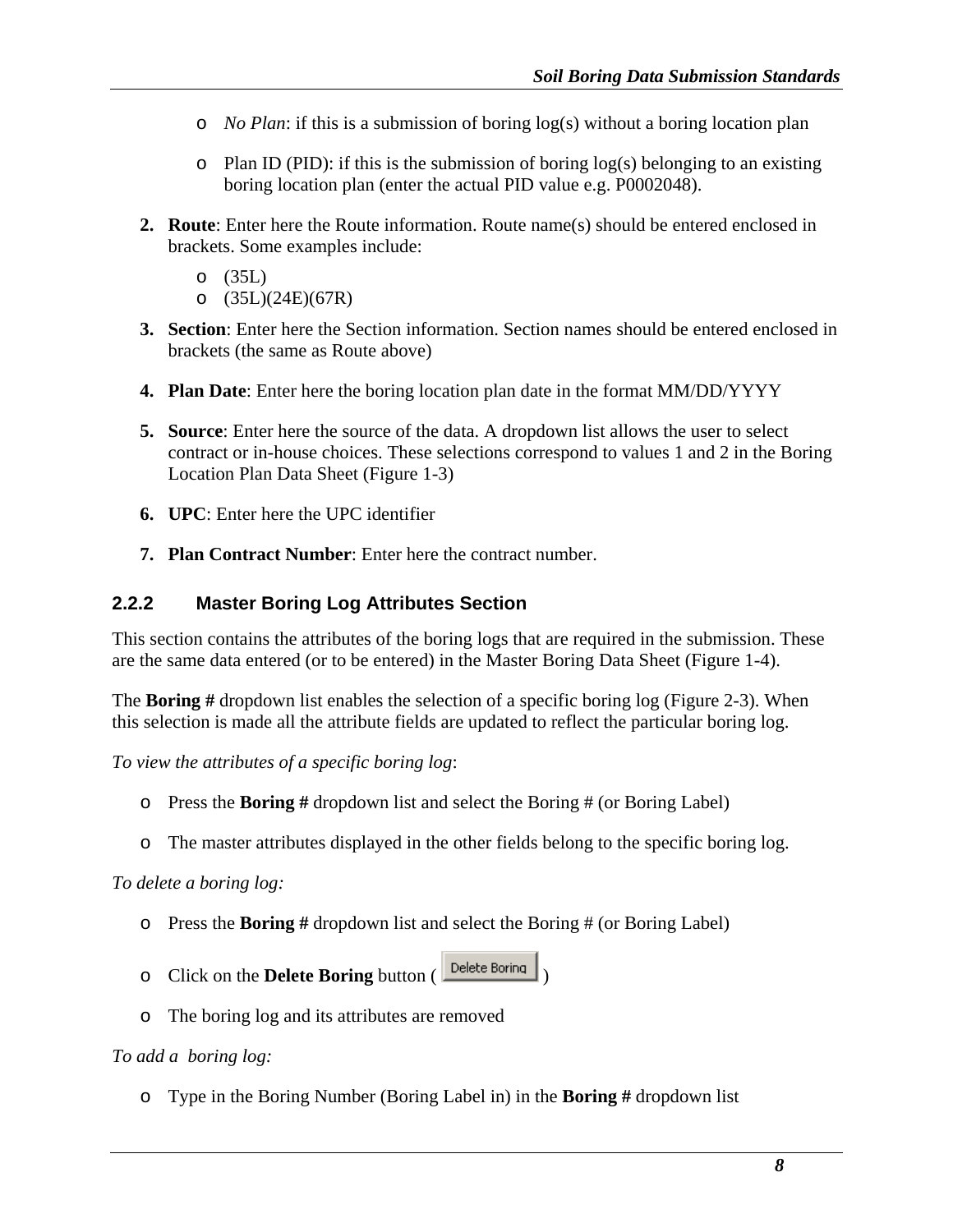- *No Plan*: if this is a submission of boring log(s) without a boring location plan
- Plan ID (PID): if this is the submission of boring log(s) belonging to an existing boring location plan (enter the actual PID value e.g. P0002048).

2. **Route**: Enter here the Route information. Route name(s) should be entered enclosed in brackets. Some examples include:
   - (35L)
   - (35L)(24E)(67R)
3. **Section**: Enter here the Section information. Section names should be entered enclosed in brackets (the same as Route above)
4. **Plan Date**: Enter here the boring location plan date in the format MM/DD/YYYY
5. **Source**: Enter here the source of the data. A dropdown list allows the user to select contract or in-house choices. These selections correspond to values 1 and 2 in the Boring Location Plan Data Sheet (Figure 1-3)
6. **UPC**: Enter here the UPC identifier
7. **Plan Contract Number**: Enter here the contract number.

### 2.2.2 Master Boring Log Attributes Section

This section contains the attributes of the boring logs that are required in the submission. These are the same data entered (or to be entered) in the Master Boring Data Sheet (Figure 1-4).

The **Boring #** dropdown list enables the selection of a specific boring log (Figure 2-3). When this selection is made all the attribute fields are updated to reflect the particular boring log.

*To view the attributes of a specific boring log*:

- Press the **Boring #** dropdown list and select the Boring # (or Boring Label)
- The master attributes displayed in the other fields belong to the specific boring log.

*To delete a boring log:*

- Press the **Boring #** dropdown list and select the Boring # (or Boring Label)
- Click on the **Delete Boring** button ( Delete Boring )
- The boring log and its attributes are removed

*To add a boring log:*

- Type in the Boring Number (Boring Label in) in the **Boring #** dropdown list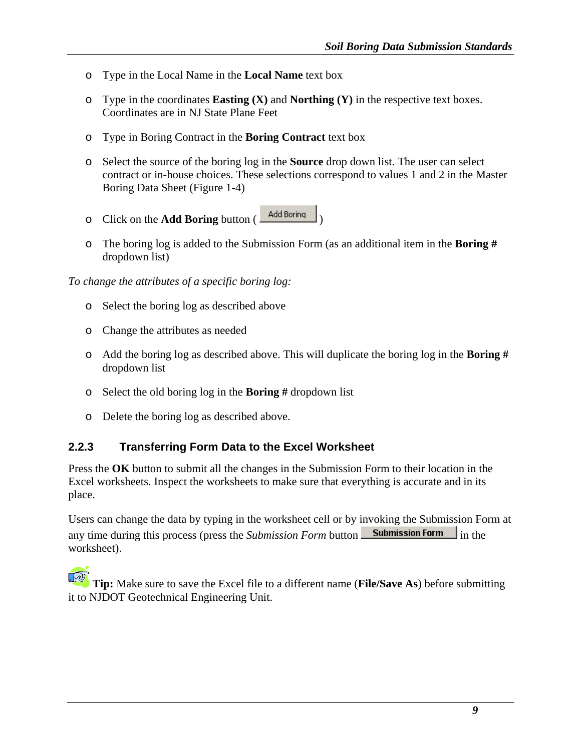- Type in the Local Name in the **Local Name** text box
- Type in the coordinates **Easting (X)** and **Northing (Y)** in the respective text boxes. Coordinates are in NJ State Plane Feet
- Type in Boring Contract in the **Boring Contract** text box
- Select the source of the boring log in the **Source** drop down list. The user can select contract or in-house choices. These selections correspond to values 1 and 2 in the Master Boring Data Sheet (Figure 1-4)
- Click on the **Add Boring** button ( Add Boring )
- The boring log is added to the Submission Form (as an additional item in the **Boring #** dropdown list)

*To change the attributes of a specific boring log:*

- Select the boring log as described above
- Change the attributes as needed
- Add the boring log as described above. This will duplicate the boring log in the **Boring #** dropdown list
- Select the old boring log in the **Boring #** dropdown list
- Delete the boring log as described above.

### 2.2.3 Transferring Form Data to the Excel Worksheet

Press the **OK** button to submit all the changes in the Submission Form to their location in the Excel worksheets. Inspect the worksheets to make sure that everything is accurate and in its place.

Users can change the data by typing in the worksheet cell or by invoking the Submission Form at any time during this process (press the *Submission Form* button Submission Form in the worksheet).

**Tip:** Make sure to save the Excel file to a different name (**File/Save As**) before submitting it to NJDOT Geotechnical Engineering Unit.